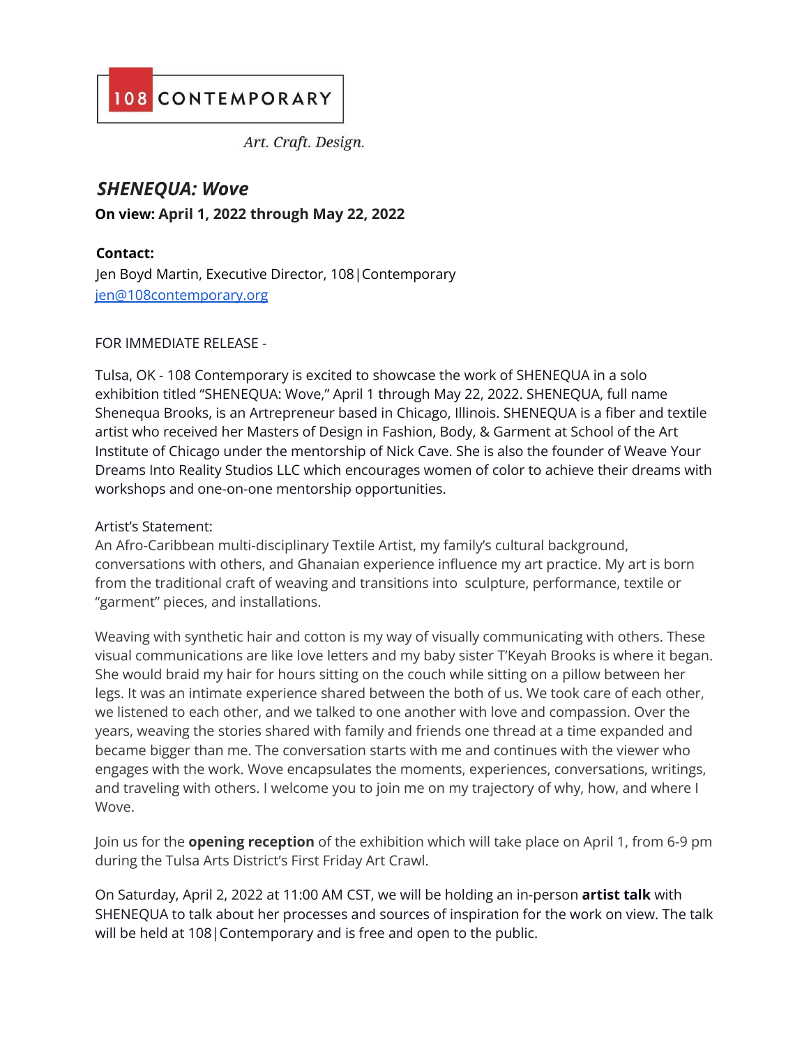108 CONTEMPORARY

*Art. Craft. Design.*

## ***SHENEQUA: Wove***

**On view: April 1, 2022 through May 22, 2022**

**Contact:**
Jen Boyd Martin, Executive Director, 108|Contemporary
jen@108contemporary.org

FOR IMMEDIATE RELEASE -

Tulsa, OK - 108 Contemporary is excited to showcase the work of SHENEQUA in a solo exhibition titled "SHENEQUA: Wove," April 1 through May 22, 2022. SHENEQUA, full name Shenequa Brooks, is an Artrepreneur based in Chicago, Illinois. SHENEQUA is a fiber and textile artist who received her Masters of Design in Fashion, Body, & Garment at School of the Art Institute of Chicago under the mentorship of Nick Cave. She is also the founder of Weave Your Dreams Into Reality Studios LLC which encourages women of color to achieve their dreams with workshops and one-on-one mentorship opportunities.

Artist's Statement:
An Afro-Caribbean multi-disciplinary Textile Artist, my family's cultural background, conversations with others, and Ghanaian experience influence my art practice. My art is born from the traditional craft of weaving and transitions into sculpture, performance, textile or "garment" pieces, and installations.

Weaving with synthetic hair and cotton is my way of visually communicating with others. These visual communications are like love letters and my baby sister T'Keyah Brooks is where it began. She would braid my hair for hours sitting on the couch while sitting on a pillow between her legs. It was an intimate experience shared between the both of us. We took care of each other, we listened to each other, and we talked to one another with love and compassion. Over the years, weaving the stories shared with family and friends one thread at a time expanded and became bigger than me. The conversation starts with me and continues with the viewer who engages with the work. Wove encapsulates the moments, experiences, conversations, writings, and traveling with others. I welcome you to join me on my trajectory of why, how, and where I Wove.

Join us for the **opening reception** of the exhibition which will take place on April 1, from 6-9 pm during the Tulsa Arts District's First Friday Art Crawl.

On Saturday, April 2, 2022 at 11:00 AM CST, we will be holding an in-person **artist talk** with SHENEQUA to talk about her processes and sources of inspiration for the work on view. The talk will be held at 108|Contemporary and is free and open to the public.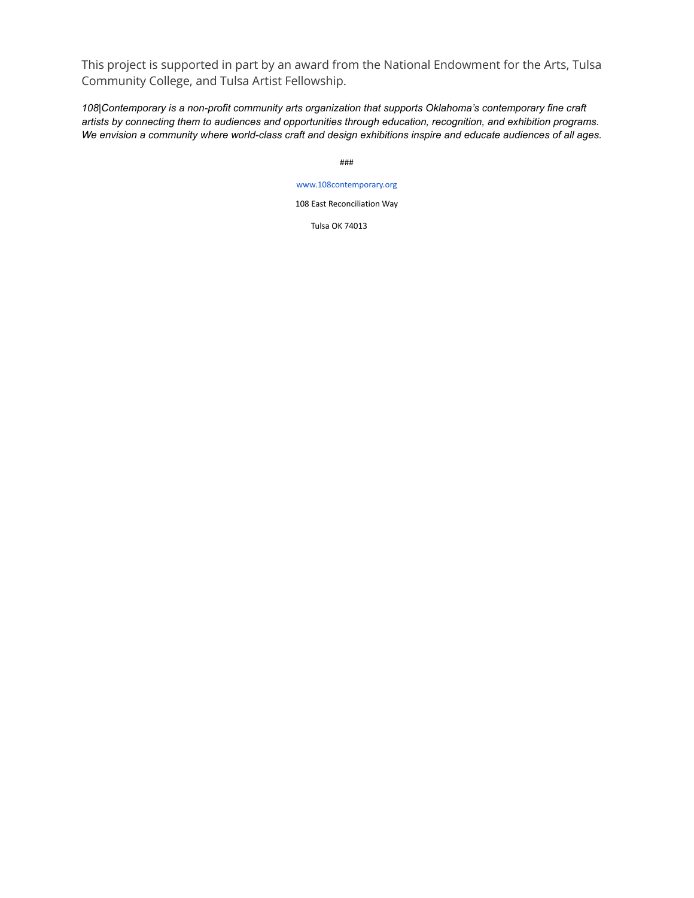This project is supported in part by an award from the National Endowment for the Arts, Tulsa Community College, and Tulsa Artist Fellowship.

*108|Contemporary is a non-profit community arts organization that supports Oklahoma's contemporary fine craft artists by connecting them to audiences and opportunities through education, recognition, and exhibition programs. We envision a community where world-class craft and design exhibitions inspire and educate audiences of all ages.*

###

www.108contemporary.org

108 East Reconciliation Way

Tulsa OK 74013